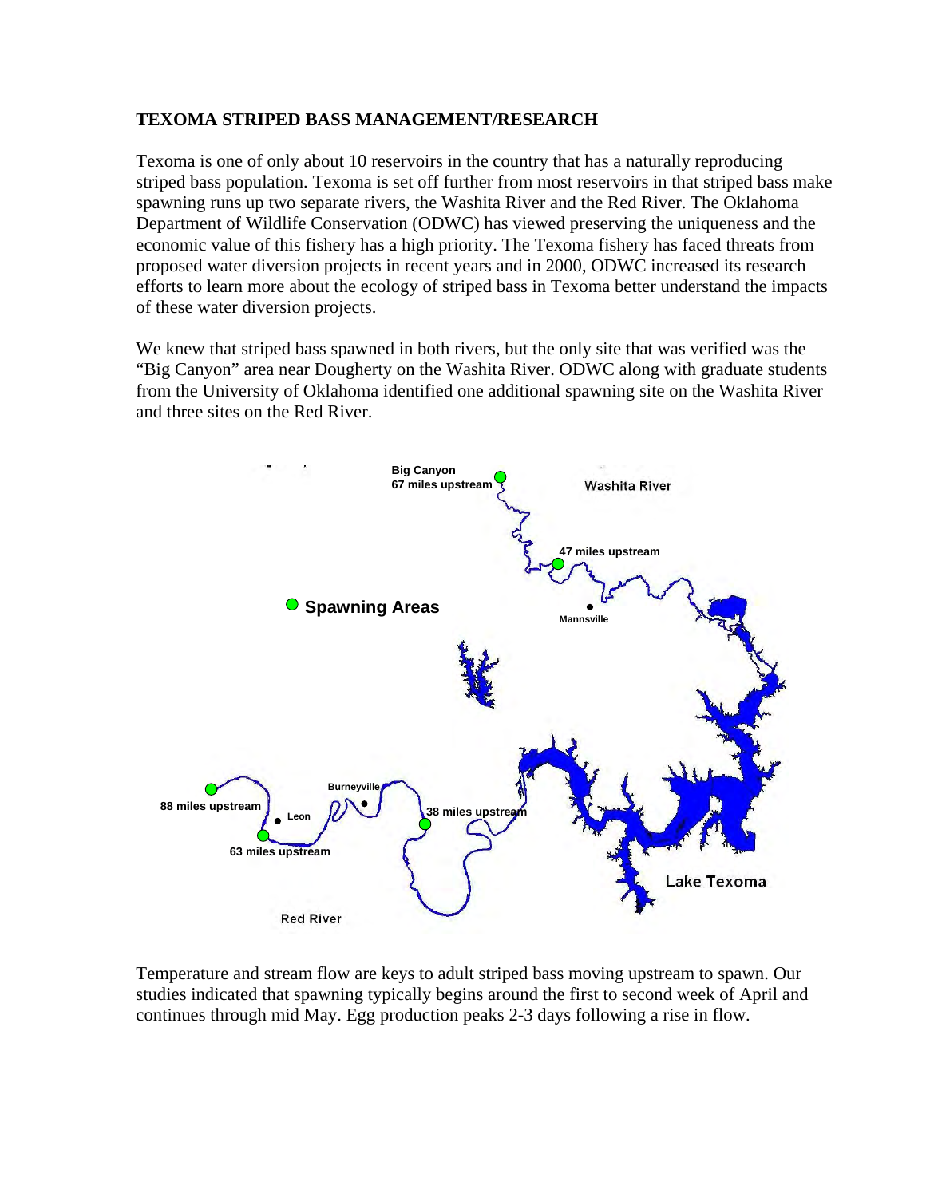**TEXOMA STRIPED BASS MANAGEMENT/RESEARCH**

Texoma is one of only about 10 reservoirs in the country that has a naturally reproducing striped bass population. Texoma is set off further from most reservoirs in that striped bass make spawning runs up two separate rivers, the Washita River and the Red River. The Oklahoma Department of Wildlife Conservation (ODWC) has viewed preserving the uniqueness and the economic value of this fishery has a high priority. The Texoma fishery has faced threats from proposed water diversion projects in recent years and in 2000, ODWC increased its research efforts to learn more about the ecology of striped bass in Texoma better understand the impacts of these water diversion projects.

We knew that striped bass spawned in both rivers, but the only site that was verified was the "Big Canyon" area near Dougherty on the Washita River. ODWC along with graduate students from the University of Oklahoma identified one additional spawning site on the Washita River and three sites on the Red River.

Temperature and stream flow are keys to adult striped bass moving upstream to spawn. Our studies indicated that spawning typically begins around the first to second week of April and continues through mid May. Egg production peaks 2-3 days following a rise in flow.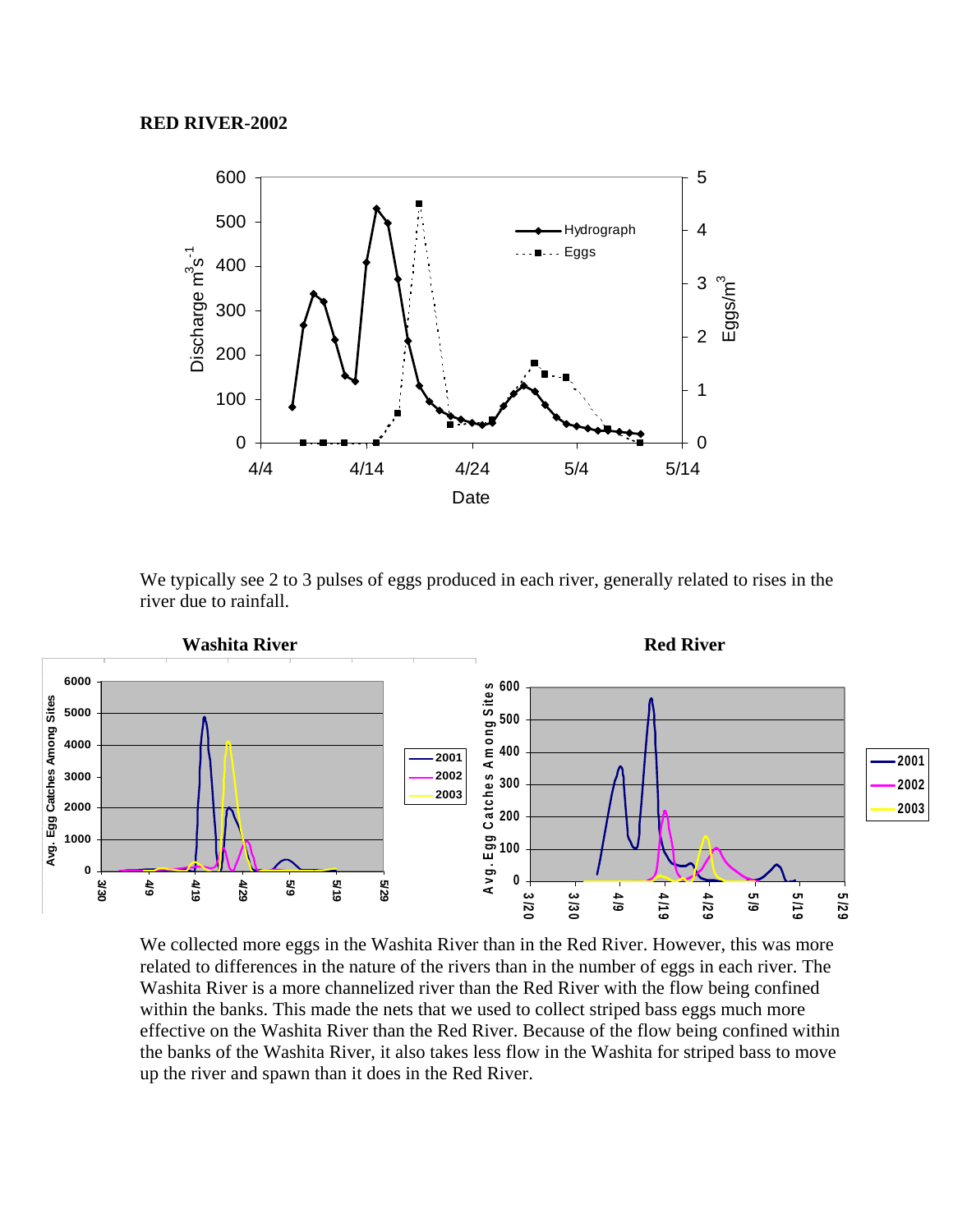**RED RIVER-2002**

We typically see 2 to 3 pulses of eggs produced in each river, generally related to rises in the river due to rainfall.

**Washita River** **Red River**

We collected more eggs in the Washita River than in the Red River. However, this was more related to differences in the nature of the rivers than in the number of eggs in each river. The Washita River is a more channelized river than the Red River with the flow being confined within the banks. This made the nets that we used to collect striped bass eggs much more effective on the Washita River than the Red River. Because of the flow being confined within the banks of the Washita River, it also takes less flow in the Washita for striped bass to move up the river and spawn than it does in the Red River.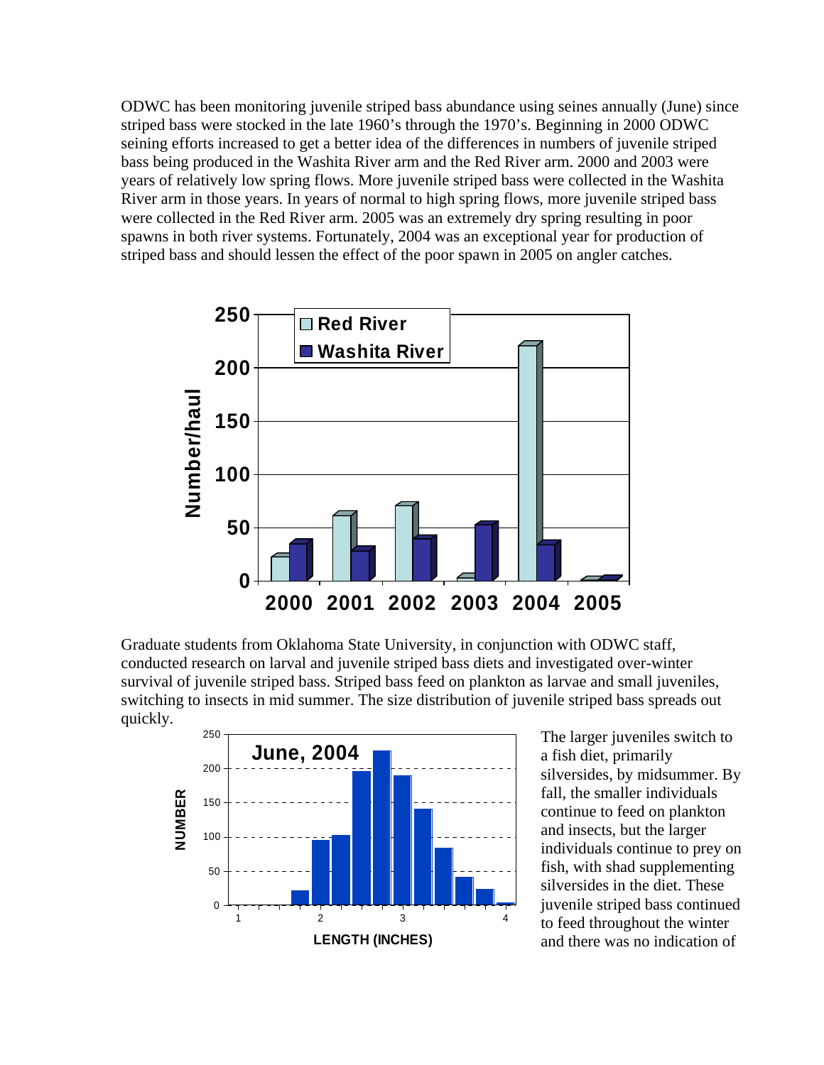ODWC has been monitoring juvenile striped bass abundance using seines annually (June) since striped bass were stocked in the late 1960's through the 1970's. Beginning in 2000 ODWC seining efforts increased to get a better idea of the differences in numbers of juvenile striped bass being produced in the Washita River arm and the Red River arm. 2000 and 2003 were years of relatively low spring flows. More juvenile striped bass were collected in the Washita River arm in those years. In years of normal to high spring flows, more juvenile striped bass were collected in the Red River arm. 2005 was an extremely dry spring resulting in poor spawns in both river systems. Fortunately, 2004 was an exceptional year for production of striped bass and should lessen the effect of the poor spawn in 2005 on angler catches.

Graduate students from Oklahoma State University, in conjunction with ODWC staff, conducted research on larval and juvenile striped bass diets and investigated over-winter survival of juvenile striped bass. Striped bass feed on plankton as larvae and small juveniles, switching to insects in mid summer. The size distribution of juvenile striped bass spreads out quickly.

The larger juveniles switch to a fish diet, primarily silversides, by midsummer. By fall, the smaller individuals continue to feed on plankton and insects, but the larger individuals continue to prey on fish, with shad supplementing silversides in the diet. These juvenile striped bass continued to feed throughout the winter and there was no indication of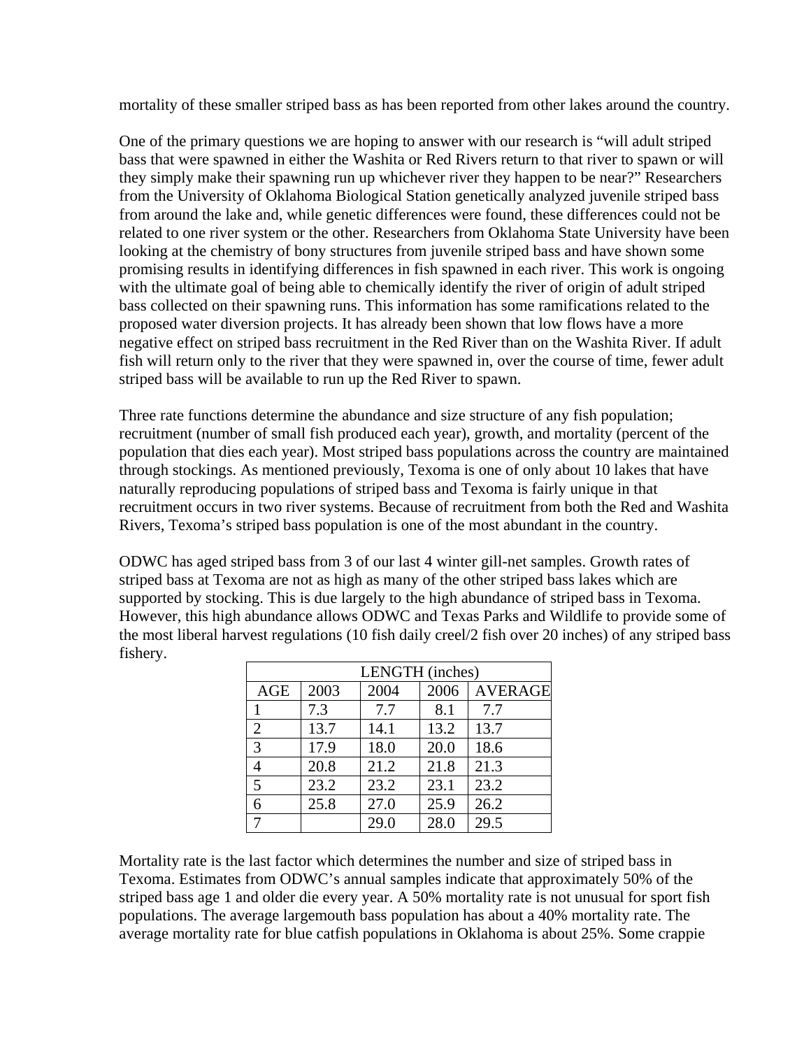mortality of these smaller striped bass as has been reported from other lakes around the country.

One of the primary questions we are hoping to answer with our research is "will adult striped bass that were spawned in either the Washita or Red Rivers return to that river to spawn or will they simply make their spawning run up whichever river they happen to be near?" Researchers from the University of Oklahoma Biological Station genetically analyzed juvenile striped bass from around the lake and, while genetic differences were found, these differences could not be related to one river system or the other. Researchers from Oklahoma State University have been looking at the chemistry of bony structures from juvenile striped bass and have shown some promising results in identifying differences in fish spawned in each river. This work is ongoing with the ultimate goal of being able to chemically identify the river of origin of adult striped bass collected on their spawning runs. This information has some ramifications related to the proposed water diversion projects. It has already been shown that low flows have a more negative effect on striped bass recruitment in the Red River than on the Washita River. If adult fish will return only to the river that they were spawned in, over the course of time, fewer adult striped bass will be available to run up the Red River to spawn.

Three rate functions determine the abundance and size structure of any fish population; recruitment (number of small fish produced each year), growth, and mortality (percent of the population that dies each year). Most striped bass populations across the country are maintained through stockings. As mentioned previously, Texoma is one of only about 10 lakes that have naturally reproducing populations of striped bass and Texoma is fairly unique in that recruitment occurs in two river systems. Because of recruitment from both the Red and Washita Rivers, Texoma's striped bass population is one of the most abundant in the country.

ODWC has aged striped bass from 3 of our last 4 winter gill-net samples. Growth rates of striped bass at Texoma are not as high as many of the other striped bass lakes which are supported by stocking. This is due largely to the high abundance of striped bass in Texoma. However, this high abundance allows ODWC and Texas Parks and Wildlife to provide some of the most liberal harvest regulations (10 fish daily creel/2 fish over 20 inches) of any striped bass fishery.

| LENGTH (inches) | | | | |
|---|---|---|---|---|
| AGE | 2003 | 2004 | 2006 | AVERAGE |
| 1 | 7.3 | 7.7 | 8.1 | 7.7 |
| 2 | 13.7 | 14.1 | 13.2 | 13.7 |
| 3 | 17.9 | 18.0 | 20.0 | 18.6 |
| 4 | 20.8 | 21.2 | 21.8 | 21.3 |
| 5 | 23.2 | 23.2 | 23.1 | 23.2 |
| 6 | 25.8 | 27.0 | 25.9 | 26.2 |
| 7 | | 29.0 | 28.0 | 29.5 |

Mortality rate is the last factor which determines the number and size of striped bass in Texoma. Estimates from ODWC's annual samples indicate that approximately 50% of the striped bass age 1 and older die every year. A 50% mortality rate is not unusual for sport fish populations. The average largemouth bass population has about a 40% mortality rate. The average mortality rate for blue catfish populations in Oklahoma is about 25%. Some crappie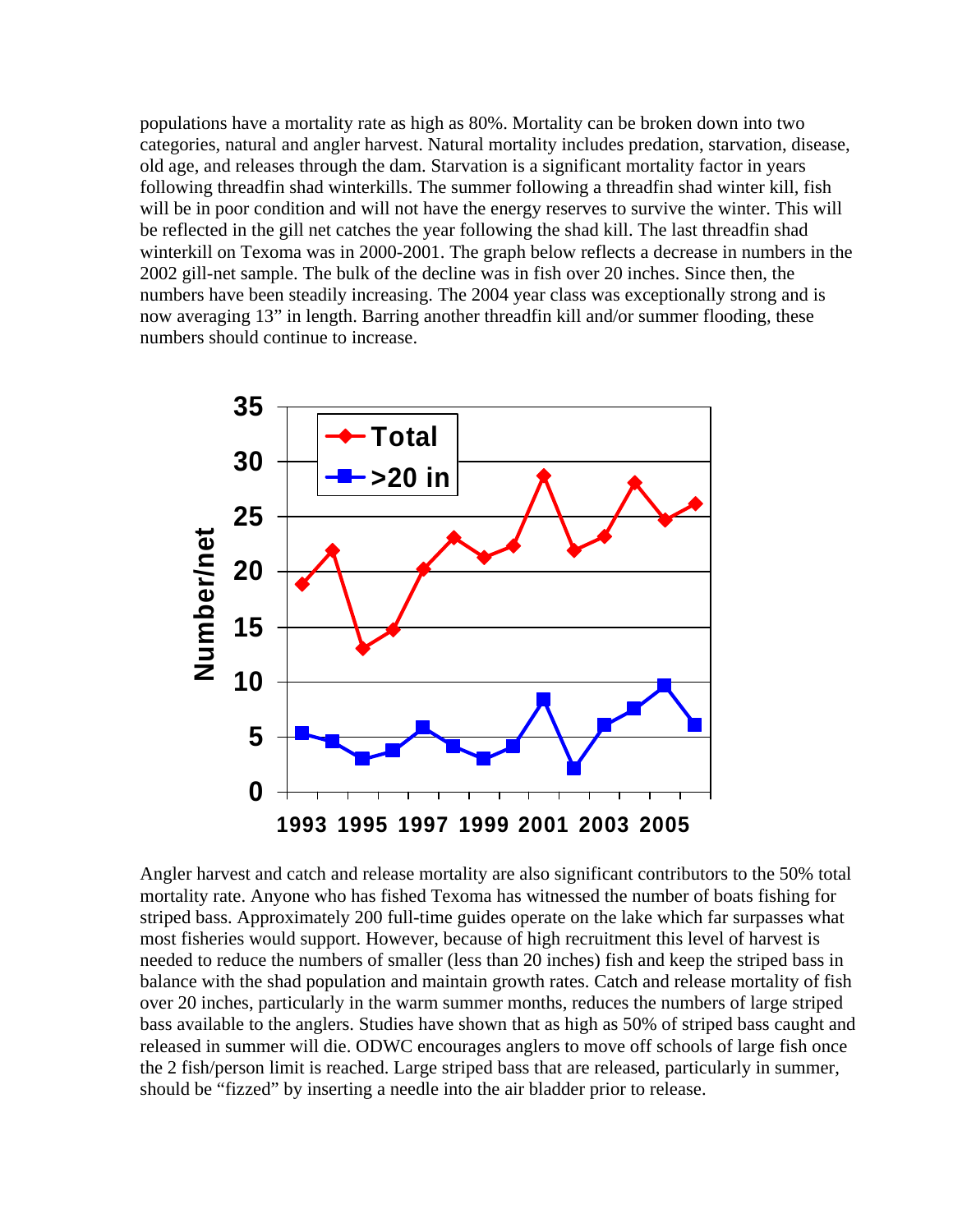populations have a mortality rate as high as 80%. Mortality can be broken down into two categories, natural and angler harvest. Natural mortality includes predation, starvation, disease, old age, and releases through the dam. Starvation is a significant mortality factor in years following threadfin shad winterkills. The summer following a threadfin shad winter kill, fish will be in poor condition and will not have the energy reserves to survive the winter. This will be reflected in the gill net catches the year following the shad kill. The last threadfin shad winterkill on Texoma was in 2000-2001. The graph below reflects a decrease in numbers in the 2002 gill-net sample. The bulk of the decline was in fish over 20 inches. Since then, the numbers have been steadily increasing. The 2004 year class was exceptionally strong and is now averaging 13" in length. Barring another threadfin kill and/or summer flooding, these numbers should continue to increase.

Angler harvest and catch and release mortality are also significant contributors to the 50% total mortality rate. Anyone who has fished Texoma has witnessed the number of boats fishing for striped bass. Approximately 200 full-time guides operate on the lake which far surpasses what most fisheries would support. However, because of high recruitment this level of harvest is needed to reduce the numbers of smaller (less than 20 inches) fish and keep the striped bass in balance with the shad population and maintain growth rates. Catch and release mortality of fish over 20 inches, particularly in the warm summer months, reduces the numbers of large striped bass available to the anglers. Studies have shown that as high as 50% of striped bass caught and released in summer will die. ODWC encourages anglers to move off schools of large fish once the 2 fish/person limit is reached. Large striped bass that are released, particularly in summer, should be "fizzed" by inserting a needle into the air bladder prior to release.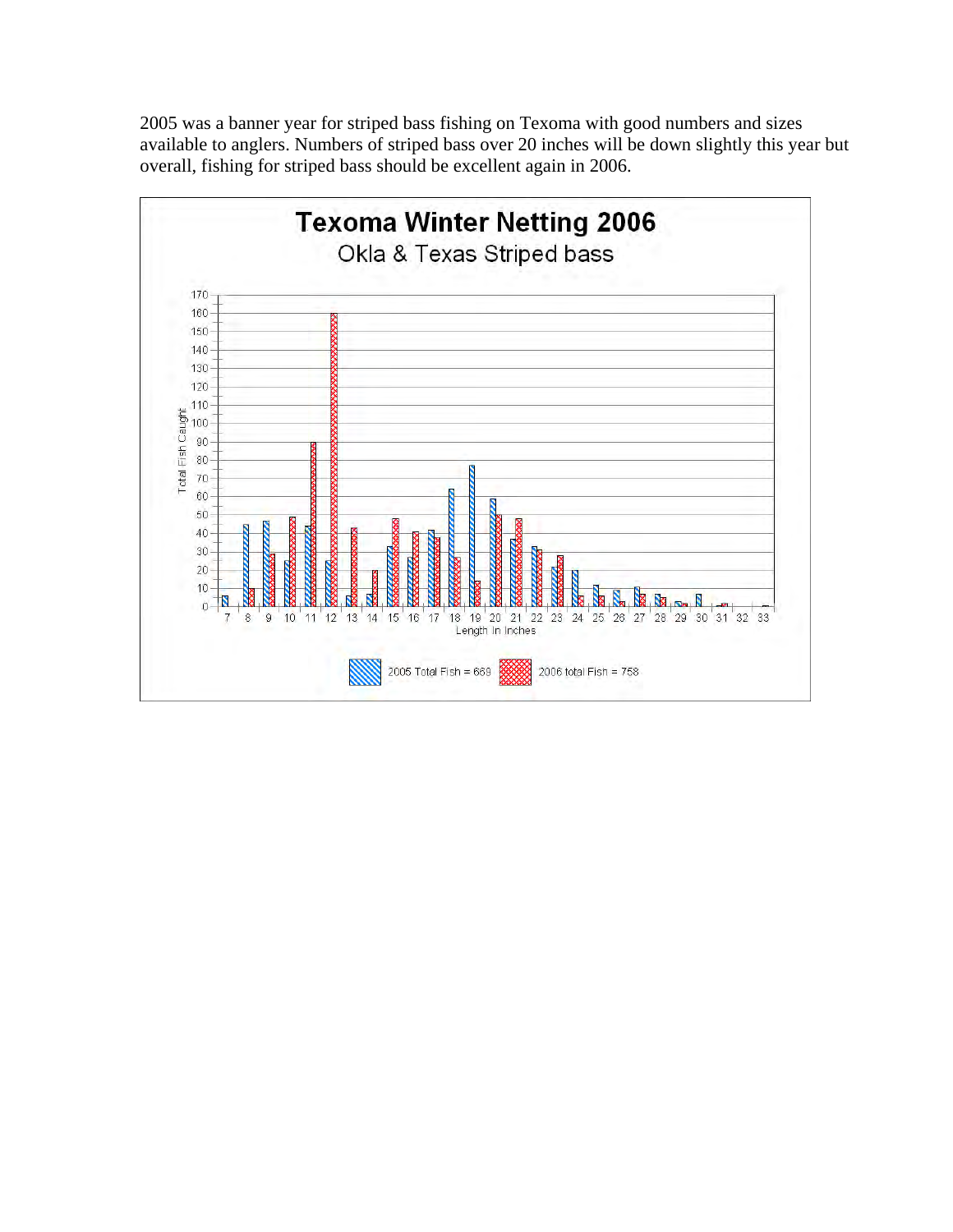2005 was a banner year for striped bass fishing on Texoma with good numbers and sizes available to anglers. Numbers of striped bass over 20 inches will be down slightly this year but overall, fishing for striped bass should be excellent again in 2006.

**Texoma Winter Netting 2006**

Okla & Texas Striped bass

Total Fish Caught

0 10 20 30 40 50 60 70 80 90 100 110 120 130 140 150 160 170

7 8 9 10 11 12 13 14 15 16 17 18 19 20 21 22 23 24 25 26 27 28 29 30 31 32 33

Length In Inches

2005 Total Fish = 669

2006 total Fish = 758